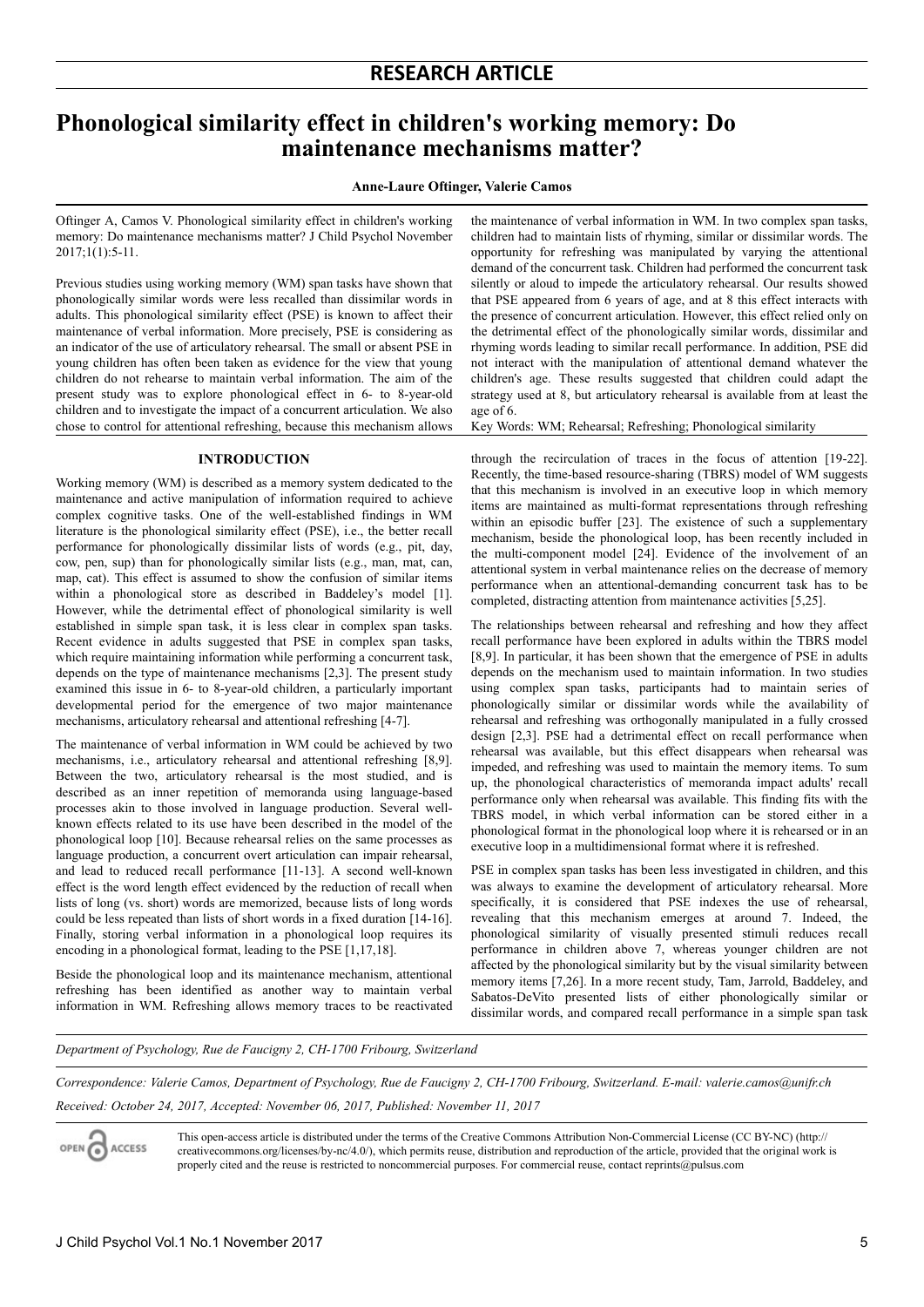**RESEARCH ARTICLE**

# Phonological similarity effect in children's working memory: Do maintenance mechanisms matter?

**Anne-Laure Oftinger, Valerie Camos**

Oftinger A, Camos V. Phonological similarity effect in children's working memory: Do maintenance mechanisms matter? J Child Psychol November 2017;1(1):5-11.

Previous studies using working memory (WM) span tasks have shown that phonologically similar words were less recalled than dissimilar words in adults. This phonological similarity effect (PSE) is known to affect their maintenance of verbal information. More precisely, PSE is considering as an indicator of the use of articulatory rehearsal. The small or absent PSE in young children has often been taken as evidence for the view that young children do not rehearse to maintain verbal information. The aim of the present study was to explore phonological effect in 6- to 8-year-old children and to investigate the impact of a concurrent articulation. We also chose to control for attentional refreshing, because this mechanism allows the maintenance of verbal information in WM. In two complex span tasks, children had to maintain lists of rhyming, similar or dissimilar words. The opportunity for refreshing was manipulated by varying the attentional demand of the concurrent task. Children had performed the concurrent task silently or aloud to impede the articulatory rehearsal. Our results showed that PSE appeared from 6 years of age, and at 8 this effect interacts with the presence of concurrent articulation. However, this effect relied only on the detrimental effect of the phonologically similar words, dissimilar and rhyming words leading to similar recall performance. In addition, PSE did not interact with the manipulation of attentional demand whatever the children's age. These results suggested that children could adapt the strategy used at 8, but articulatory rehearsal is available from at least the age of 6.

Key Words: WM; Rehearsal; Refreshing; Phonological similarity

## INTRODUCTION

Working memory (WM) is described as a memory system dedicated to the maintenance and active manipulation of information required to achieve complex cognitive tasks. One of the well-established findings in WM literature is the phonological similarity effect (PSE), i.e., the better recall performance for phonologically dissimilar lists of words (e.g., pit, day, cow, pen, sup) than for phonologically similar lists (e.g., man, mat, can, map, cat). This effect is assumed to show the confusion of similar items within a phonological store as described in Baddeley's model [1]. However, while the detrimental effect of phonological similarity is well established in simple span task, it is less clear in complex span tasks. Recent evidence in adults suggested that PSE in complex span tasks, which require maintaining information while performing a concurrent task, depends on the type of maintenance mechanisms [2,3]. The present study examined this issue in 6- to 8-year-old children, a particularly important developmental period for the emergence of two major maintenance mechanisms, articulatory rehearsal and attentional refreshing [4-7].

The maintenance of verbal information in WM could be achieved by two mechanisms, i.e., articulatory rehearsal and attentional refreshing [8,9]. Between the two, articulatory rehearsal is the most studied, and is described as an inner repetition of memoranda using language-based processes akin to those involved in language production. Several well-known effects related to its use have been described in the model of the phonological loop [10]. Because rehearsal relies on the same processes as language production, a concurrent overt articulation can impair rehearsal, and lead to reduced recall performance [11-13]. A second well-known effect is the word length effect evidenced by the reduction of recall when lists of long (vs. short) words are memorized, because lists of long words could be less repeated than lists of short words in a fixed duration [14-16]. Finally, storing verbal information in a phonological loop requires its encoding in a phonological format, leading to the PSE [1,17,18].

Beside the phonological loop and its maintenance mechanism, attentional refreshing has been identified as another way to maintain verbal information in WM. Refreshing allows memory traces to be reactivated through the recirculation of traces in the focus of attention [19-22]. Recently, the time-based resource-sharing (TBRS) model of WM suggests that this mechanism is involved in an executive loop in which memory items are maintained as multi-format representations through refreshing within an episodic buffer [23]. The existence of such a supplementary mechanism, beside the phonological loop, has been recently included in the multi-component model [24]. Evidence of the involvement of an attentional system in verbal maintenance relies on the decrease of memory performance when an attentional-demanding concurrent task has to be completed, distracting attention from maintenance activities [5,25].

The relationships between rehearsal and refreshing and how they affect recall performance have been explored in adults within the TBRS model [8,9]. In particular, it has been shown that the emergence of PSE in adults depends on the mechanism used to maintain information. In two studies using complex span tasks, participants had to maintain series of phonologically similar or dissimilar words while the availability of rehearsal and refreshing was orthogonally manipulated in a fully crossed design [2,3]. PSE had a detrimental effect on recall performance when rehearsal was available, but this effect disappears when rehearsal was impeded, and refreshing was used to maintain the memory items. To sum up, the phonological characteristics of memoranda impact adults' recall performance only when rehearsal was available. This finding fits with the TBRS model, in which verbal information can be stored either in a phonological format in the phonological loop where it is rehearsed or in an executive loop in a multidimensional format where it is refreshed.

PSE in complex span tasks has been less investigated in children, and this was always to examine the development of articulatory rehearsal. More specifically, it is considered that PSE indexes the use of rehearsal, revealing that this mechanism emerges at around 7. Indeed, the phonological similarity of visually presented stimuli reduces recall performance in children above 7, whereas younger children are not affected by the phonological similarity but by the visual similarity between memory items [7,26]. In a more recent study, Tam, Jarrold, Baddeley, and Sabatos-DeVito presented lists of either phonologically similar or dissimilar words, and compared recall performance in a simple span task

*Department of Psychology, Rue de Faucigny 2, CH-1700 Fribourg, Switzerland*

*Correspondence: Valerie Camos, Department of Psychology, Rue de Faucigny 2, CH-1700 Fribourg, Switzerland. E-mail: valerie.camos@unifr.ch*

*Received: October 24, 2017, Accepted: November 06, 2017, Published: November 11, 2017*

OPEN ACCESS

This open-access article is distributed under the terms of the Creative Commons Attribution Non-Commercial License (CC BY-NC) (http://creativecommons.org/licenses/by-nc/4.0/), which permits reuse, distribution and reproduction of the article, provided that the original work is properly cited and the reuse is restricted to noncommercial purposes. For commercial reuse, contact reprints@pulsus.com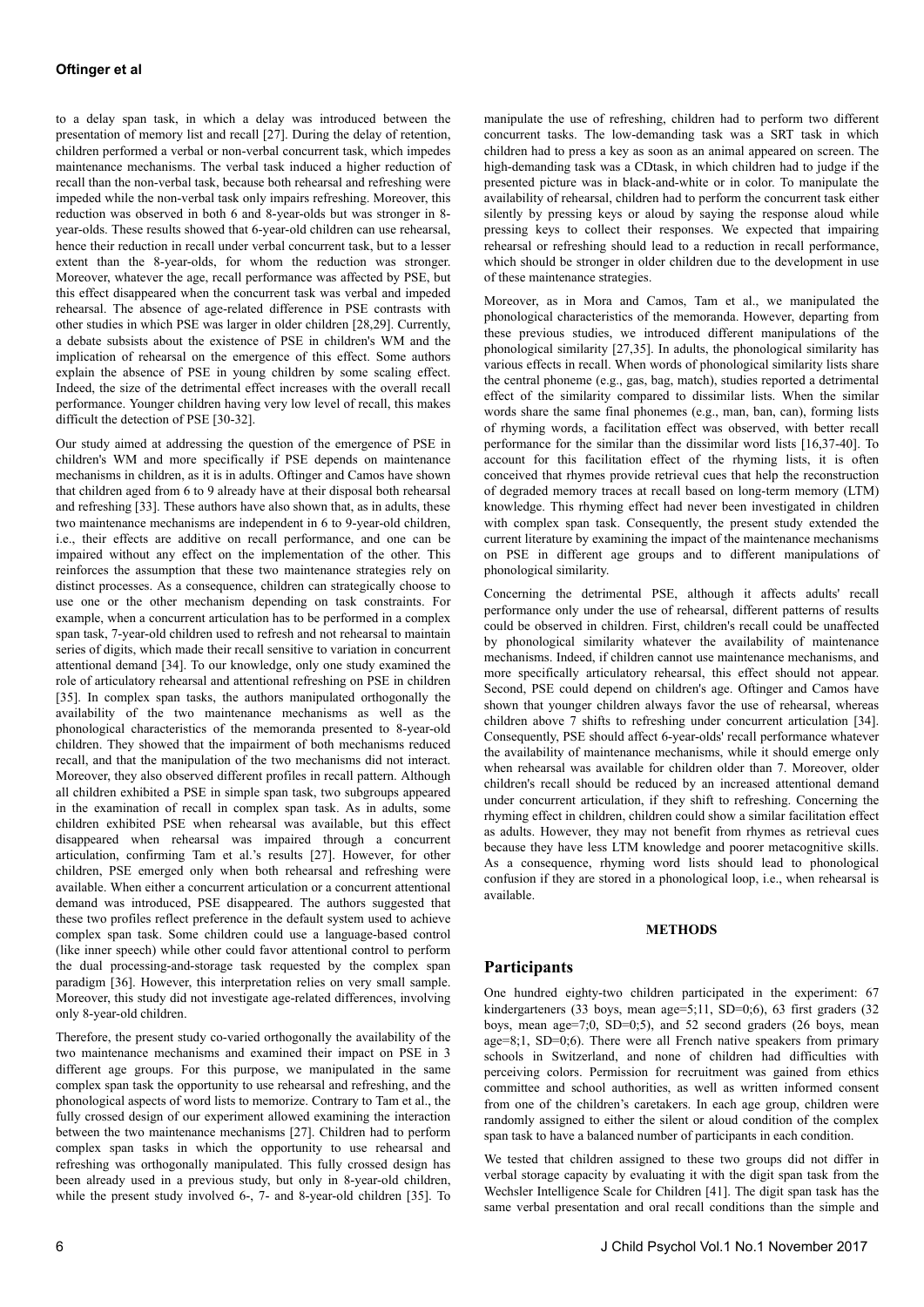to a delay span task, in which a delay was introduced between the presentation of memory list and recall [27]. During the delay of retention, children performed a verbal or non-verbal concurrent task, which impedes maintenance mechanisms. The verbal task induced a higher reduction of recall than the non-verbal task, because both rehearsal and refreshing were impeded while the non-verbal task only impairs refreshing. Moreover, this reduction was observed in both 6 and 8-year-olds but was stronger in 8-year-olds. These results showed that 6-year-old children can use rehearsal, hence their reduction in recall under verbal concurrent task, but to a lesser extent than the 8-year-olds, for whom the reduction was stronger. Moreover, whatever the age, recall performance was affected by PSE, but this effect disappeared when the concurrent task was verbal and impeded rehearsal. The absence of age-related difference in PSE contrasts with other studies in which PSE was larger in older children [28,29]. Currently, a debate subsists about the existence of PSE in children's WM and the implication of rehearsal on the emergence of this effect. Some authors explain the absence of PSE in young children by some scaling effect. Indeed, the size of the detrimental effect increases with the overall recall performance. Younger children having very low level of recall, this makes difficult the detection of PSE [30-32].

Our study aimed at addressing the question of the emergence of PSE in children's WM and more specifically if PSE depends on maintenance mechanisms in children, as it is in adults. Oftinger and Camos have shown that children aged from 6 to 9 already have at their disposal both rehearsal and refreshing [33]. These authors have also shown that, as in adults, these two maintenance mechanisms are independent in 6 to 9-year-old children, i.e., their effects are additive on recall performance, and one can be impaired without any effect on the implementation of the other. This reinforces the assumption that these two maintenance strategies rely on distinct processes. As a consequence, children can strategically choose to use one or the other mechanism depending on task constraints. For example, when a concurrent articulation has to be performed in a complex span task, 7-year-old children used to refresh and not rehearsal to maintain series of digits, which made their recall sensitive to variation in concurrent attentional demand [34]. To our knowledge, only one study examined the role of articulatory rehearsal and attentional refreshing on PSE in children [35]. In complex span tasks, the authors manipulated orthogonally the availability of the two maintenance mechanisms as well as the phonological characteristics of the memoranda presented to 8-year-old children. They showed that the impairment of both mechanisms reduced recall, and that the manipulation of the two mechanisms did not interact. Moreover, they also observed different profiles in recall pattern. Although all children exhibited a PSE in simple span task, two subgroups appeared in the examination of recall in complex span task. As in adults, some children exhibited PSE when rehearsal was available, but this effect disappeared when rehearsal was impaired through a concurrent articulation, confirming Tam et al.'s results [27]. However, for other children, PSE emerged only when both rehearsal and refreshing were available. When either a concurrent articulation or a concurrent attentional demand was introduced, PSE disappeared. The authors suggested that these two profiles reflect preference in the default system used to achieve complex span task. Some children could use a language-based control (like inner speech) while other could favor attentional control to perform the dual processing-and-storage task requested by the complex span paradigm [36]. However, this interpretation relies on very small sample. Moreover, this study did not investigate age-related differences, involving only 8-year-old children.

Therefore, the present study co-varied orthogonally the availability of the two maintenance mechanisms and examined their impact on PSE in 3 different age groups. For this purpose, we manipulated in the same complex span task the opportunity to use rehearsal and refreshing, and the phonological aspects of word lists to memorize. Contrary to Tam et al., the fully crossed design of our experiment allowed examining the interaction between the two maintenance mechanisms [27]. Children had to perform complex span tasks in which the opportunity to use rehearsal and refreshing was orthogonally manipulated. This fully crossed design has been already used in a previous study, but only in 8-year-old children, while the present study involved 6-, 7- and 8-year-old children [35]. To manipulate the use of refreshing, children had to perform two different concurrent tasks. The low-demanding task was a SRT task in which children had to press a key as soon as an animal appeared on screen. The high-demanding task was a CDtask, in which children had to judge if the presented picture was in black-and-white or in color. To manipulate the availability of rehearsal, children had to perform the concurrent task either silently by pressing keys or aloud by saying the response aloud while pressing keys to collect their responses. We expected that impairing rehearsal or refreshing should lead to a reduction in recall performance, which should be stronger in older children due to the development in use of these maintenance strategies.

Moreover, as in Mora and Camos, Tam et al., we manipulated the phonological characteristics of the memoranda. However, departing from these previous studies, we introduced different manipulations of the phonological similarity [27,35]. In adults, the phonological similarity has various effects in recall. When words of phonological similarity lists share the central phoneme (e.g., gas, bag, match), studies reported a detrimental effect of the similarity compared to dissimilar lists. When the similar words share the same final phonemes (e.g., man, ban, can), forming lists of rhyming words, a facilitation effect was observed, with better recall performance for the similar than the dissimilar word lists [16,37-40]. To account for this facilitation effect of the rhyming lists, it is often conceived that rhymes provide retrieval cues that help the reconstruction of degraded memory traces at recall based on long-term memory (LTM) knowledge. This rhyming effect had never been investigated in children with complex span task. Consequently, the present study extended the current literature by examining the impact of the maintenance mechanisms on PSE in different age groups and to different manipulations of phonological similarity.

Concerning the detrimental PSE, although it affects adults' recall performance only under the use of rehearsal, different patterns of results could be observed in children. First, children's recall could be unaffected by phonological similarity whatever the availability of maintenance mechanisms. Indeed, if children cannot use maintenance mechanisms, and more specifically articulatory rehearsal, this effect should not appear. Second, PSE could depend on children's age. Oftinger and Camos have shown that younger children always favor the use of rehearsal, whereas children above 7 shifts to refreshing under concurrent articulation [34]. Consequently, PSE should affect 6-year-olds' recall performance whatever the availability of maintenance mechanisms, while it should emerge only when rehearsal was available for children older than 7. Moreover, older children's recall should be reduced by an increased attentional demand under concurrent articulation, if they shift to refreshing. Concerning the rhyming effect in children, children could show a similar facilitation effect as adults. However, they may not benefit from rhymes as retrieval cues because they have less LTM knowledge and poorer metacognitive skills. As a consequence, rhyming word lists should lead to phonological confusion if they are stored in a phonological loop, i.e., when rehearsal is available.

## METHODS

### Participants

One hundred eighty-two children participated in the experiment: 67 kindergarteners (33 boys, mean age=5;11, SD=0;6), 63 first graders (32 boys, mean age=7;0, SD=0;5), and 52 second graders (26 boys, mean age=8;1, SD=0;6). There were all French native speakers from primary schools in Switzerland, and none of children had difficulties with perceiving colors. Permission for recruitment was gained from ethics committee and school authorities, as well as written informed consent from one of the children's caretakers. In each age group, children were randomly assigned to either the silent or aloud condition of the complex span task to have a balanced number of participants in each condition.

We tested that children assigned to these two groups did not differ in verbal storage capacity by evaluating it with the digit span task from the Wechsler Intelligence Scale for Children [41]. The digit span task has the same verbal presentation and oral recall conditions than the simple and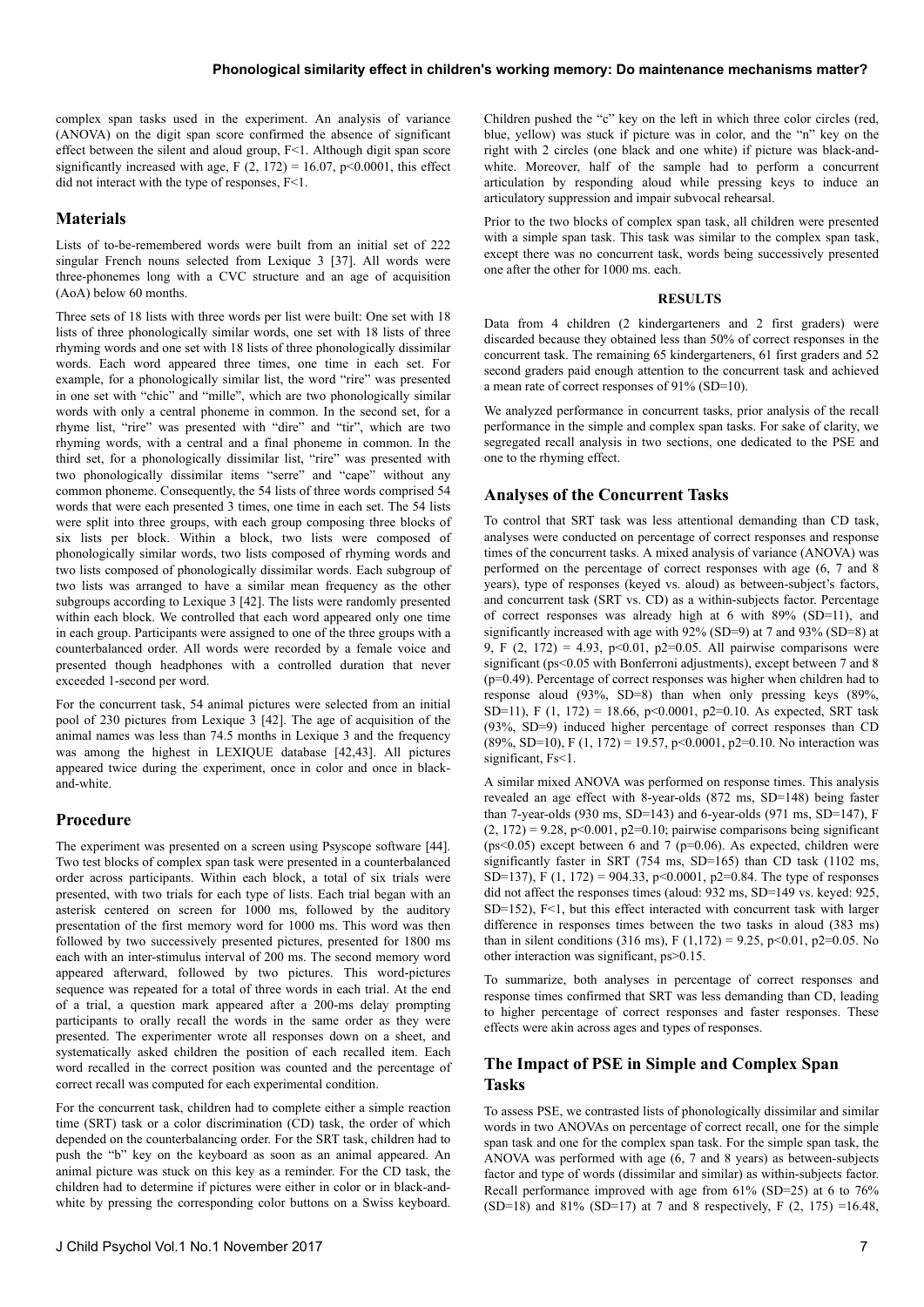complex span tasks used in the experiment. An analysis of variance (ANOVA) on the digit span score confirmed the absence of significant effect between the silent and aloud group, $F<1$. Although digit span score significantly increased with age, $F(2, 172) = 16.07$, $p<0.0001$, this effect did not interact with the type of responses, $F<1$.

## Materials

Lists of to-be-remembered words were built from an initial set of 222 singular French nouns selected from Lexique 3 [37]. All words were three-phonemes long with a CVC structure and an age of acquisition (AoA) below 60 months.

Three sets of 18 lists with three words per list were built: One set with 18 lists of three phonologically similar words, one set with 18 lists of three rhyming words and one set with 18 lists of three phonologically dissimilar words. Each word appeared three times, one time in each set. For example, for a phonologically similar list, the word "rire" was presented in one set with "chic" and "mille", which are two phonologically similar words with only a central phoneme in common. In the second set, for a rhyme list, "rire" was presented with "dire" and "tir", which are two rhyming words, with a central and a final phoneme in common. In the third set, for a phonologically dissimilar list, "rire" was presented with two phonologically dissimilar items "serre" and "cape" without any common phoneme. Consequently, the 54 lists of three words comprised 54 words that were each presented 3 times, one time in each set. The 54 lists were split into three groups, with each group composing three blocks of six lists per block. Within a block, two lists were composed of phonologically similar words, two lists composed of rhyming words and two lists composed of phonologically dissimilar words. Each subgroup of two lists was arranged to have a similar mean frequency as the other subgroups according to Lexique 3 [42]. The lists were randomly presented within each block. We controlled that each word appeared only one time in each group. Participants were assigned to one of the three groups with a counterbalanced order. All words were recorded by a female voice and presented though headphones with a controlled duration that never exceeded 1-second per word.

For the concurrent task, 54 animal pictures were selected from an initial pool of 230 pictures from Lexique 3 [42]. The age of acquisition of the animal names was less than 74.5 months in Lexique 3 and the frequency was among the highest in LEXIQUE database [42,43]. All pictures appeared twice during the experiment, once in color and once in black-and-white.

## Procedure

The experiment was presented on a screen using Psyscope software [44]. Two test blocks of complex span task were presented in a counterbalanced order across participants. Within each block, a total of six trials were presented, with two trials for each type of lists. Each trial began with an asterisk centered on screen for 1000 ms, followed by the auditory presentation of the first memory word for 1000 ms. This word was then followed by two successively presented pictures, presented for 1800 ms each with an inter-stimulus interval of 200 ms. The second memory word appeared afterward, followed by two pictures. This word-pictures sequence was repeated for a total of three words in each trial. At the end of a trial, a question mark appeared after a 200-ms delay prompting participants to orally recall the words in the same order as they were presented. The experimenter wrote all responses down on a sheet, and systematically asked children the position of each recalled item. Each word recalled in the correct position was counted and the percentage of correct recall was computed for each experimental condition.

For the concurrent task, children had to complete either a simple reaction time (SRT) task or a color discrimination (CD) task, the order of which depended on the counterbalancing order. For the SRT task, children had to push the "b" key on the keyboard as soon as an animal appeared. An animal picture was stuck on this key as a reminder. For the CD task, the children had to determine if pictures were either in color or in black-and-white by pressing the corresponding color buttons on a Swiss keyboard. Children pushed the "c" key on the left in which three color circles (red, blue, yellow) was stuck if picture was in color, and the "n" key on the right with 2 circles (one black and one white) if picture was black-and-white. Moreover, half of the sample had to perform a concurrent articulation by responding aloud while pressing keys to induce an articulatory suppression and impair subvocal rehearsal.

Prior to the two blocks of complex span task, all children were presented with a simple span task. This task was similar to the complex span task, except there was no concurrent task, words being successively presented one after the other for 1000 ms. each.

## RESULTS

Data from 4 children (2 kindergarteners and 2 first graders) were discarded because they obtained less than 50% of correct responses in the concurrent task. The remaining 65 kindergarteners, 61 first graders and 52 second graders paid enough attention to the concurrent task and achieved a mean rate of correct responses of 91% (SD=10).

We analyzed performance in concurrent tasks, prior analysis of the recall performance in the simple and complex span tasks. For sake of clarity, we segregated recall analysis in two sections, one dedicated to the PSE and one to the rhyming effect.

## Analyses of the Concurrent Tasks

To control that SRT task was less attentional demanding than CD task, analyses were conducted on percentage of correct responses and response times of the concurrent tasks. A mixed analysis of variance (ANOVA) was performed on the percentage of correct responses with age (6, 7 and 8 years), type of responses (keyed vs. aloud) as between-subject's factors, and concurrent task (SRT vs. CD) as a within-subjects factor. Percentage of correct responses was already high at 6 with 89% (SD=11), and significantly increased with age with 92% (SD=9) at 7 and 93% (SD=8) at 9, $F(2, 172) = 4.93$, $p<0.01$, $p2=0.05$. All pairwise comparisons were significant ($ps<0.05$ with Bonferroni adjustments), except between 7 and 8 ($p=0.49$). Percentage of correct responses was higher when children had to response aloud (93%, SD=8) than when only pressing keys (89%, SD=11), $F(1, 172) = 18.66$, $p<0.0001$, $p2=0.10$. As expected, SRT task (93%, SD=9) induced higher percentage of correct responses than CD (89%, SD=10), $F(1, 172) = 19.57$, $p<0.0001$, $p2=0.10$. No interaction was significant, $Fs<1$.

A similar mixed ANOVA was performed on response times. This analysis revealed an age effect with 8-year-olds (872 ms, SD=148) being faster than 7-year-olds (930 ms, SD=143) and 6-year-olds (971 ms, SD=147), $F(2, 172) = 9.28$, $p<0.001$, $p2=0.10$; pairwise comparisons being significant ($ps<0.05$) except between 6 and 7 ($p=0.06$). As expected, children were significantly faster in SRT (754 ms, SD=165) than CD task (1102 ms, SD=137), $F(1, 172) = 904.33$, $p<0.0001$, $p2=0.84$. The type of responses did not affect the responses times (aloud: 932 ms, SD=149 vs. keyed: 925, SD=152), $F<1$, but this effect interacted with concurrent task with larger difference in responses times between the two tasks in aloud (383 ms) than in silent conditions (316 ms), $F(1,172) = 9.25$, $p<0.01$, $p2=0.05$. No other interaction was significant, $ps>0.15$.

To summarize, both analyses in percentage of correct responses and response times confirmed that SRT was less demanding than CD, leading to higher percentage of correct responses and faster responses. These effects were akin across ages and types of responses.

## The Impact of PSE in Simple and Complex Span Tasks

To assess PSE, we contrasted lists of phonologically dissimilar and similar words in two ANOVAs on percentage of correct recall, one for the simple span task and one for the complex span task. For the simple span task, the ANOVA was performed with age (6, 7 and 8 years) as between-subjects factor and type of words (dissimilar and similar) as within-subjects factor. Recall performance improved with age from 61% (SD=25) at 6 to 76% (SD=18) and 81% (SD=17) at 7 and 8 respectively, $F(2, 175) = 16.48$,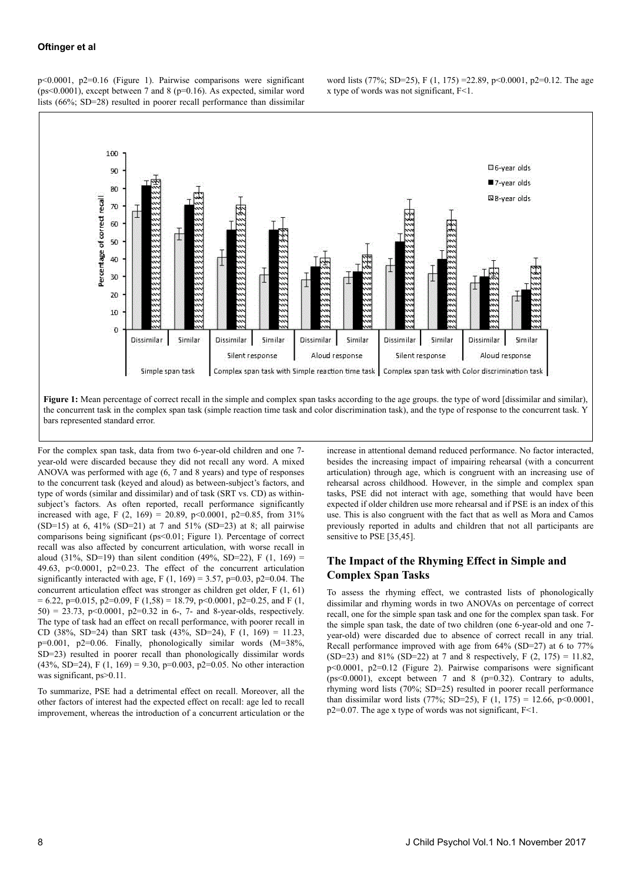p<0.0001, p2=0.16 (Figure 1). Pairwise comparisons were significant (ps<0.0001), except between 7 and 8 (p=0.16). As expected, similar word lists (66%; SD=28) resulted in poorer recall performance than dissimilar word lists (77%; SD=25), F (1, 175) =22.89, p<0.0001, p2=0.12. The age x type of words was not significant, F<1.

**Figure 1:** Mean percentage of correct recall in the simple and complex span tasks according to the age groups. the type of word [dissimilar and similar), the concurrent task in the complex span task (simple reaction time task and color discrimination task), and the type of response to the concurrent task. Y bars represented standard error.

For the complex span task, data from two 6-year-old children and one 7-year-old were discarded because they did not recall any word. A mixed ANOVA was performed with age (6, 7 and 8 years) and type of responses to the concurrent task (keyed and aloud) as between-subject's factors, and type of words (similar and dissimilar) and of task (SRT vs. CD) as within-subject's factors. As often reported, recall performance significantly increased with age, F (2, 169) = 20.89, p<0.0001, p2=0.85, from 31% (SD=15) at 6, 41% (SD=21) at 7 and 51% (SD=23) at 8; all pairwise comparisons being significant (ps<0.01; Figure 1). Percentage of correct recall was also affected by concurrent articulation, with worse recall in aloud (31%, SD=19) than silent condition (49%, SD=22), F (1, 169) = 49.63, p<0.0001, p2=0.23. The effect of the concurrent articulation significantly interacted with age, F (1, 169) = 3.57, p=0.03, p2=0.04. The concurrent articulation effect was stronger as children get older, F (1, 61) = 6.22, p=0.015, p2=0.09, F (1,58) = 18.79, p<0.0001, p2=0.25, and F (1, 50) = 23.73, p<0.0001, p2=0.32 in 6-, 7- and 8-year-olds, respectively. The type of task had an effect on recall performance, with poorer recall in CD (38%, SD=24) than SRT task (43%, SD=24), F (1, 169) = 11.23, p=0.001, p2=0.06. Finally, phonologically similar words (M=38%, SD=23) resulted in poorer recall than phonologically dissimilar words (43%, SD=24), F (1, 169) = 9.30, p=0.003, p2=0.05. No other interaction was significant, ps>0.11.

To summarize, PSE had a detrimental effect on recall. Moreover, all the other factors of interest had the expected effect on recall: age led to recall improvement, whereas the introduction of a concurrent articulation or the increase in attentional demand reduced performance. No factor interacted, besides the increasing impact of impairing rehearsal (with a concurrent articulation) through age, which is congruent with an increasing use of rehearsal across childhood. However, in the simple and complex span tasks, PSE did not interact with age, something that would have been expected if older children use more rehearsal and if PSE is an index of this use. This is also congruent with the fact that as well as Mora and Camos previously reported in adults and children that not all participants are sensitive to PSE [35,45].

## The Impact of the Rhyming Effect in Simple and Complex Span Tasks

To assess the rhyming effect, we contrasted lists of phonologically dissimilar and rhyming words in two ANOVAs on percentage of correct recall, one for the simple span task and one for the complex span task. For the simple span task, the date of two children (one 6-year-old and one 7-year-old) were discarded due to absence of correct recall in any trial. Recall performance improved with age from 64% (SD=27) at 6 to 77% (SD=23) and 81% (SD=22) at 7 and 8 respectively, F (2, 175) = 11.82, p<0.0001, p2=0.12 (Figure 2). Pairwise comparisons were significant (ps<0.0001), except between 7 and 8 (p=0.32). Contrary to adults, rhyming word lists (70%; SD=25) resulted in poorer recall performance than dissimilar word lists (77%; SD=25), F (1, 175) = 12.66, p<0.0001, p2=0.07. The age x type of words was not significant, F<1.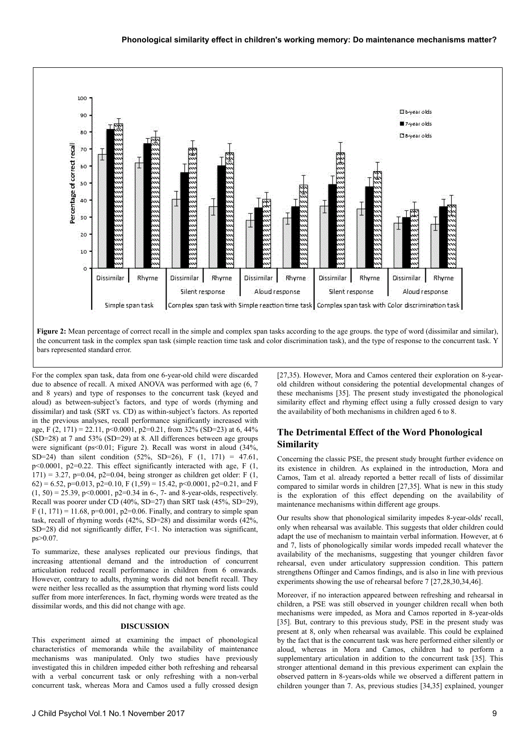**Figure 2:** Mean percentage of correct recall in the simple and complex span tasks according to the age groups. the type of word (dissimilar and similar), the concurrent task in the complex span task (simple reaction time task and color discrimination task), and the type of response to the concurrent task. Y bars represented standard error.

For the complex span task, data from one 6-year-old child were discarded due to absence of recall. A mixed ANOVA was performed with age (6, 7 and 8 years) and type of responses to the concurrent task (keyed and aloud) as between-subject's factors, and type of words (rhyming and dissimilar) and task (SRT vs. CD) as within-subject's factors. As reported in the previous analyses, recall performance significantly increased with age, $F(2, 171) = 22.11$, $p<0.0001$, $p2=0.21$, from 32% (SD=23) at 6, 44% (SD=28) at 7 and 53% (SD=29) at 8. All differences between age groups were significant ($ps<0.01$; Figure 2). Recall was worst in aloud (34%, SD=24) than silent condition (52%, SD=26), $F(1, 171) = 47.61$, $p<0.0001$, $p2=0.22$. This effect significantly interacted with age, $F(1, 171) = 3.27$, $p=0.04$, $p2=0.04$, being stronger as children get older: $F(1, 62) = 6.52$, $p=0.013$, $p2=0.10$, $F(1,59) = 15.42$, $p<0.0001$, $p2=0.21$, and $F(1, 50) = 25.39$, $p<0.0001$, $p2=0.34$ in 6-, 7- and 8-year-olds, respectively. Recall was poorer under CD (40%, SD=27) than SRT task (45%, SD=29), $F(1, 171) = 11.68$, $p=0.001$, $p2=0.06$. Finally, and contrary to simple span task, recall of rhyming words (42%, SD=28) and dissimilar words (42%, SD=28) did not significantly differ, $F<1$. No interaction was significant, $ps>0.07$.

To summarize, these analyses replicated our previous findings, that increasing attentional demand and the introduction of concurrent articulation reduced recall performance in children from 6 onwards. However, contrary to adults, rhyming words did not benefit recall. They were neither less recalled as the assumption that rhyming word lists could suffer from more interferences. In fact, rhyming words were treated as the dissimilar words, and this did not change with age.

## DISCUSSION

This experiment aimed at examining the impact of phonological characteristics of memoranda while the availability of maintenance mechanisms was manipulated. Only two studies have previously investigated this in children impeded either both refreshing and rehearsal with a verbal concurrent task or only refreshing with a non-verbal concurrent task, whereas Mora and Camos used a fully crossed design [27,35]. However, Mora and Camos centered their exploration on 8-year-old children without considering the potential developmental changes of these mechanisms [35]. The present study investigated the phonological similarity effect and rhyming effect using a fully crossed design to vary the availability of both mechanisms in children aged 6 to 8.

## The Detrimental Effect of the Word Phonological Similarity

Concerning the classic PSE, the present study brought further evidence on its existence in children. As explained in the introduction, Mora and Camos, Tam et al. already reported a better recall of lists of dissimilar compared to similar words in children [27,35]. What is new in this study is the exploration of this effect depending on the availability of maintenance mechanisms within different age groups.

Our results show that phonological similarity impedes 8-year-olds' recall, only when rehearsal was available. This suggests that older children could adapt the use of mechanism to maintain verbal information. However, at 6 and 7, lists of phonologically similar words impeded recall whatever the availability of the mechanisms, suggesting that younger children favor rehearsal, even under articulatory suppression condition. This pattern strengthens Oftinger and Camos findings, and is also in line with previous experiments showing the use of rehearsal before 7 [27,28,30,34,46].

Moreover, if no interaction appeared between refreshing and rehearsal in children, a PSE was still observed in younger children recall when both mechanisms were impeded, as Mora and Camos reported in 8-year-olds [35]. But, contrary to this previous study, PSE in the present study was present at 8, only when rehearsal was available. This could be explained by the fact that is the concurrent task was here performed either silently or aloud, whereas in Mora and Camos, children had to perform a supplementary articulation in addition to the concurrent task [35]. This stronger attentional demand in this previous experiment can explain the observed pattern in 8-years-olds while we observed a different pattern in children younger than 7. As, previous studies [34,35] explained, younger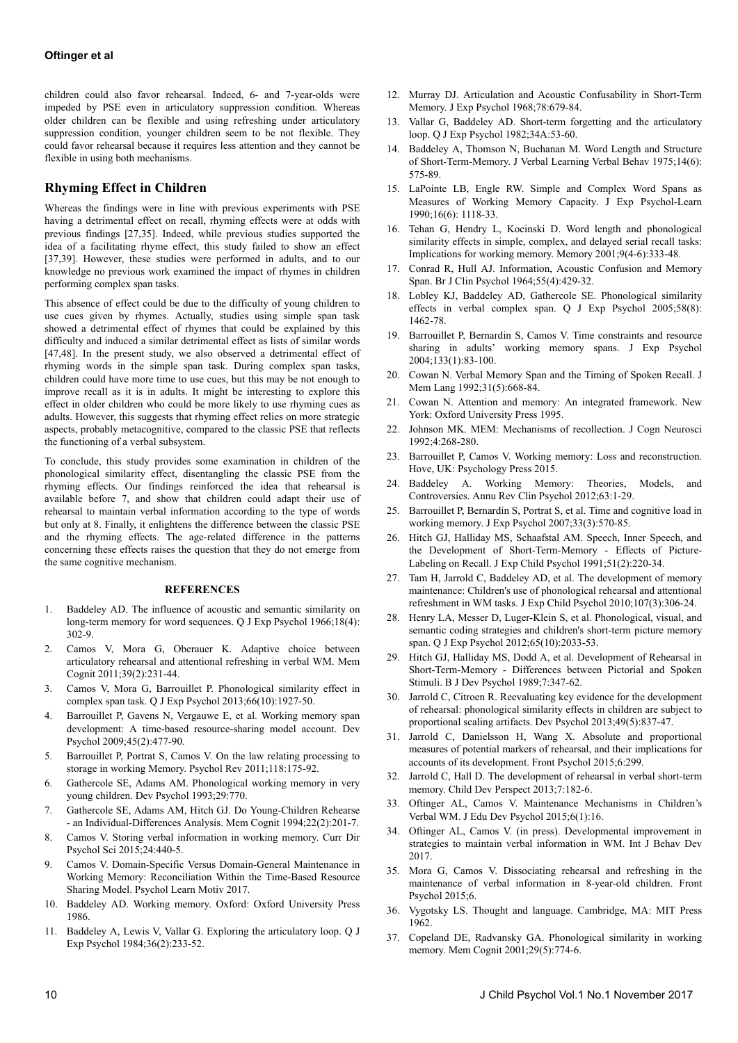children could also favor rehearsal. Indeed, 6- and 7-year-olds were impeded by PSE even in articulatory suppression condition. Whereas older children can be flexible and using refreshing under articulatory suppression condition, younger children seem to be not flexible. They could favor rehearsal because it requires less attention and they cannot be flexible in using both mechanisms.

## Rhyming Effect in Children

Whereas the findings were in line with previous experiments with PSE having a detrimental effect on recall, rhyming effects were at odds with previous findings [27,35]. Indeed, while previous studies supported the idea of a facilitating rhyme effect, this study failed to show an effect [37,39]. However, these studies were performed in adults, and to our knowledge no previous work examined the impact of rhymes in children performing complex span tasks.

This absence of effect could be due to the difficulty of young children to use cues given by rhymes. Actually, studies using simple span task showed a detrimental effect of rhymes that could be explained by this difficulty and induced a similar detrimental effect as lists of similar words [47,48]. In the present study, we also observed a detrimental effect of rhyming words in the simple span task. During complex span tasks, children could have more time to use cues, but this may be not enough to improve recall as it is in adults. It might be interesting to explore this effect in older children who could be more likely to use rhyming cues as adults. However, this suggests that rhyming effect relies on more strategic aspects, probably metacognitive, compared to the classic PSE that reflects the functioning of a verbal subsystem.

To conclude, this study provides some examination in children of the phonological similarity effect, disentangling the classic PSE from the rhyming effects. Our findings reinforced the idea that rehearsal is available before 7, and show that children could adapt their use of rehearsal to maintain verbal information according to the type of words but only at 8. Finally, it enlightens the difference between the classic PSE and the rhyming effects. The age-related difference in the patterns concerning these effects raises the question that they do not emerge from the same cognitive mechanism.

## REFERENCES

1. Baddeley AD. The influence of acoustic and semantic similarity on long-term memory for word sequences. Q J Exp Psychol 1966;18(4): 302-9.
2. Camos V, Mora G, Oberauer K. Adaptive choice between articulatory rehearsal and attentional refreshing in verbal WM. Mem Cognit 2011;39(2):231-44.
3. Camos V, Mora G, Barrouillet P. Phonological similarity effect in complex span task. Q J Exp Psychol 2013;66(10):1927-50.
4. Barrouillet P, Gavens N, Vergauwe E, et al. Working memory span development: A time-based resource-sharing model account. Dev Psychol 2009;45(2):477-90.
5. Barrouillet P, Portrat S, Camos V. On the law relating processing to storage in working Memory. Psychol Rev 2011;118:175-92.
6. Gathercole SE, Adams AM. Phonological working memory in very young children. Dev Psychol 1993;29:770.
7. Gathercole SE, Adams AM, Hitch GJ. Do Young-Children Rehearse - an Individual-Differences Analysis. Mem Cognit 1994;22(2):201-7.
8. Camos V. Storing verbal information in working memory. Curr Dir Psychol Sci 2015;24:440-5.
9. Camos V. Domain-Specific Versus Domain-General Maintenance in Working Memory: Reconciliation Within the Time-Based Resource Sharing Model. Psychol Learn Motiv 2017.
10. Baddeley AD. Working memory. Oxford: Oxford University Press 1986.
11. Baddeley A, Lewis V, Vallar G. Exploring the articulatory loop. Q J Exp Psychol 1984;36(2):233-52.
12. Murray DJ. Articulation and Acoustic Confusability in Short-Term Memory. J Exp Psychol 1968;78:679-84.
13. Vallar G, Baddeley AD. Short-term forgetting and the articulatory loop. Q J Exp Psychol 1982;34A:53-60.
14. Baddeley A, Thomson N, Buchanan M. Word Length and Structure of Short-Term-Memory. J Verbal Learning Verbal Behav 1975;14(6): 575-89.
15. LaPointe LB, Engle RW. Simple and Complex Word Spans as Measures of Working Memory Capacity. J Exp Psychol-Learn 1990;16(6): 1118-33.
16. Tehan G, Hendry L, Kocinski D. Word length and phonological similarity effects in simple, complex, and delayed serial recall tasks: Implications for working memory. Memory 2001;9(4-6):333-48.
17. Conrad R, Hull AJ. Information, Acoustic Confusion and Memory Span. Br J Clin Psychol 1964;55(4):429-32.
18. Lobley KJ, Baddeley AD, Gathercole SE. Phonological similarity effects in verbal complex span. Q J Exp Psychol 2005;58(8): 1462-78.
19. Barrouillet P, Bernardin S, Camos V. Time constraints and resource sharing in adults' working memory spans. J Exp Psychol 2004;133(1):83-100.
20. Cowan N. Verbal Memory Span and the Timing of Spoken Recall. J Mem Lang 1992;31(5):668-84.
21. Cowan N. Attention and memory: An integrated framework. New York: Oxford University Press 1995.
22. Johnson MK. MEM: Mechanisms of recollection. J Cogn Neurosci 1992;4:268-280.
23. Barrouillet P, Camos V. Working memory: Loss and reconstruction. Hove, UK: Psychology Press 2015.
24. Baddeley A. Working Memory: Theories, Models, and Controversies. Annu Rev Clin Psychol 2012;63:1-29.
25. Barrouillet P, Bernardin S, Portrat S, et al. Time and cognitive load in working memory. J Exp Psychol 2007;33(3):570-85.
26. Hitch GJ, Halliday MS, Schaafstal AM. Speech, Inner Speech, and the Development of Short-Term-Memory - Effects of Picture-Labeling on Recall. J Exp Child Psychol 1991;51(2):220-34.
27. Tam H, Jarrold C, Baddeley AD, et al. The development of memory maintenance: Children's use of phonological rehearsal and attentional refreshment in WM tasks. J Exp Child Psychol 2010;107(3):306-24.
28. Henry LA, Messer D, Luger-Klein S, et al. Phonological, visual, and semantic coding strategies and children's short-term picture memory span. Q J Exp Psychol 2012;65(10):2033-53.
29. Hitch GJ, Halliday MS, Dodd A, et al. Development of Rehearsal in Short-Term-Memory - Differences between Pictorial and Spoken Stimuli. B J Dev Psychol 1989;7:347-62.
30. Jarrold C, Citroen R. Reevaluating key evidence for the development of rehearsal: phonological similarity effects in children are subject to proportional scaling artifacts. Dev Psychol 2013;49(5):837-47.
31. Jarrold C, Danielsson H, Wang X. Absolute and proportional measures of potential markers of rehearsal, and their implications for accounts of its development. Front Psychol 2015;6:299.
32. Jarrold C, Hall D. The development of rehearsal in verbal short-term memory. Child Dev Perspect 2013;7:182-6.
33. Oftinger AL, Camos V. Maintenance Mechanisms in Children's Verbal WM. J Edu Dev Psychol 2015;6(1):16.
34. Oftinger AL, Camos V. (in press). Developmental improvement in strategies to maintain verbal information in WM. Int J Behav Dev 2017.
35. Mora G, Camos V. Dissociating rehearsal and refreshing in the maintenance of verbal information in 8-year-old children. Front Psychol 2015;6.
36. Vygotsky LS. Thought and language. Cambridge, MA: MIT Press 1962.
37. Copeland DE, Radvansky GA. Phonological similarity in working memory. Mem Cognit 2001;29(5):774-6.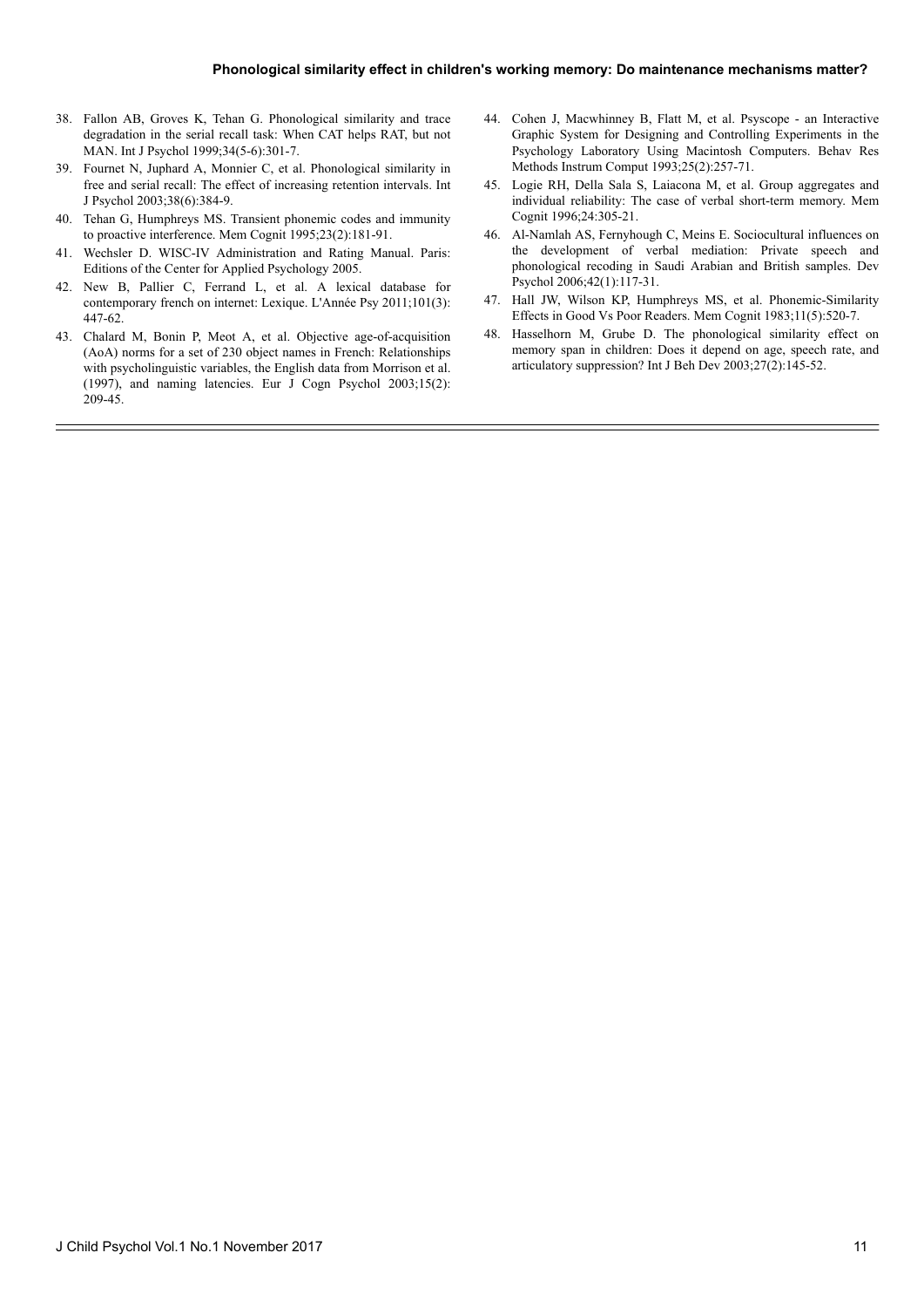38. Fallon AB, Groves K, Tehan G. Phonological similarity and trace degradation in the serial recall task: When CAT helps RAT, but not MAN. Int J Psychol 1999;34(5-6):301-7.
39. Fournet N, Juphard A, Monnier C, et al. Phonological similarity in free and serial recall: The effect of increasing retention intervals. Int J Psychol 2003;38(6):384-9.
40. Tehan G, Humphreys MS. Transient phonemic codes and immunity to proactive interference. Mem Cognit 1995;23(2):181-91.
41. Wechsler D. WISC-IV Administration and Rating Manual. Paris: Editions of the Center for Applied Psychology 2005.
42. New B, Pallier C, Ferrand L, et al. A lexical database for contemporary french on internet: Lexique. L'Année Psy 2011;101(3): 447-62.
43. Chalard M, Bonin P, Meot A, et al. Objective age-of-acquisition (AoA) norms for a set of 230 object names in French: Relationships with psycholinguistic variables, the English data from Morrison et al. (1997), and naming latencies. Eur J Cogn Psychol 2003;15(2): 209-45.
44. Cohen J, Macwhinney B, Flatt M, et al. Psyscope - an Interactive Graphic System for Designing and Controlling Experiments in the Psychology Laboratory Using Macintosh Computers. Behav Res Methods Instrum Comput 1993;25(2):257-71.
45. Logie RH, Della Sala S, Laiacona M, et al. Group aggregates and individual reliability: The case of verbal short-term memory. Mem Cognit 1996;24:305-21.
46. Al-Namlah AS, Fernyhough C, Meins E. Sociocultural influences on the development of verbal mediation: Private speech and phonological recoding in Saudi Arabian and British samples. Dev Psychol 2006;42(1):117-31.
47. Hall JW, Wilson KP, Humphreys MS, et al. Phonemic-Similarity Effects in Good Vs Poor Readers. Mem Cognit 1983;11(5):520-7.
48. Hasselhorn M, Grube D. The phonological similarity effect on memory span in children: Does it depend on age, speech rate, and articulatory suppression? Int J Beh Dev 2003;27(2):145-52.